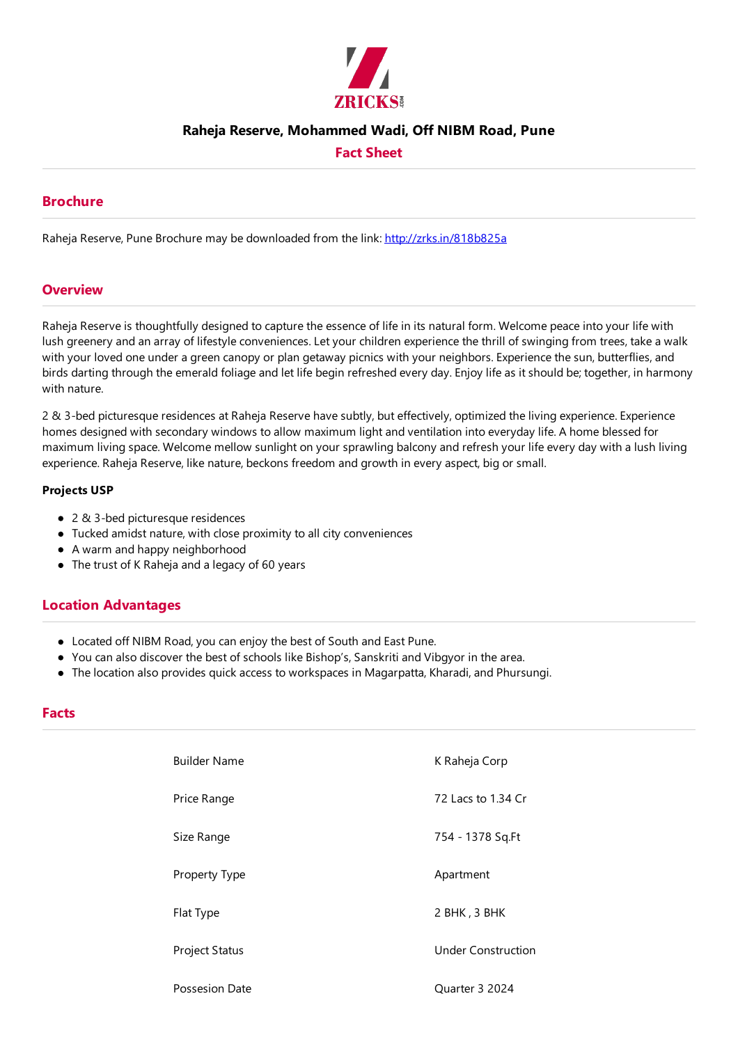# Raheja Reserve, Mohammed Wadi, Off NIBM Road, Pune

## Fact Sheet

## Brochure

Raheja Reserve, Pune Brochure may be downloaded from the link: [http://zrks.in/818b825a](http://zrks.in/818b825a)

## Overview

Raheja Reserve is thoughtfully designed to capture the essence of life in its natural form. Welcome peace into your life with lush greenery and an array of lifestyle conveniences. Let your children experience the thrill of swinging from trees, take a walk with your loved one under a green canopy or plan getaway picnics with your neighbors. Experience the sun, butterflies, and birds darting through the emerald foliage and let life begin refreshed every day. Enjoy life as it should be; together, in harmony with nature.

2 & 3-bed picturesque residences at Raheja Reserve have subtly, but effectively, optimized the living experience. Experience homes designed with secondary windows to allow maximum light and ventilation into everyday life. A home blessed for maximum living space. Welcome mellow sunlight on your sprawling balcony and refresh your life every day with a lush living experience. Raheja Reserve, like nature, beckons freedom and growth in every aspect, big or small.

**Projects USP**

- 2 & 3-bed picturesque residences
- Tucked amidst nature, with close proximity to all city conveniences
- A warm and happy neighborhood
- The trust of K Raheja and a legacy of 60 years

## Location Advantages

- Located off NIBM Road, you can enjoy the best of South and East Pune.
- You can also discover the best of schools like Bishop's, Sanskriti and Vibgyor in the area.
- The location also provides quick access to workspaces in Magarpatta, Kharadi, and Phursungi.

## Facts

| | |
|---|---|
| Builder Name | K Raheja Corp |
| Price Range | 72 Lacs to 1.34 Cr |
| Size Range | 754 - 1378 Sq.Ft |
| Property Type | Apartment |
| Flat Type | 2 BHK , 3 BHK |
| Project Status | Under Construction |
| Possesion Date | Quarter 3 2024 |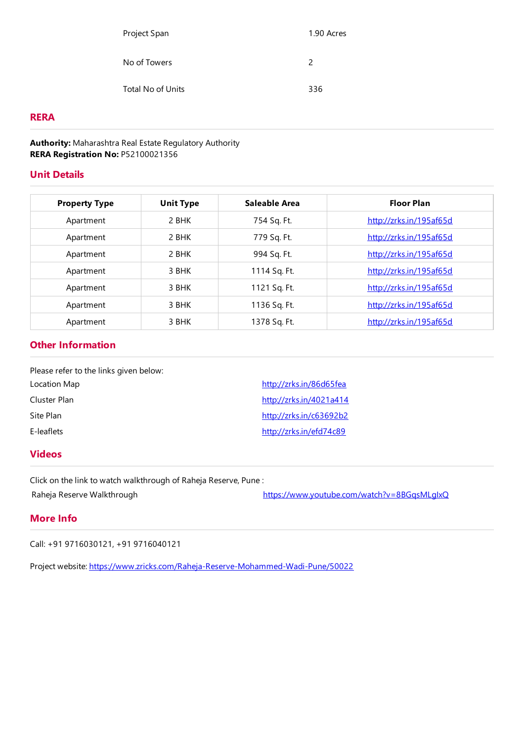| | |
|---|---|
| Project Span | 1.90 Acres |
| No of Towers | 2 |
| Total No of Units | 336 |

## RERA

**Authority:** Maharashtra Real Estate Regulatory Authority
**RERA Registration No:** P52100021356

## Unit Details

| Property Type | Unit Type | Saleable Area | Floor Plan |
|---|---|---|---|
| Apartment | 2 BHK | 754 Sq. Ft. | http://zrks.in/195af65d |
| Apartment | 2 BHK | 779 Sq. Ft. | http://zrks.in/195af65d |
| Apartment | 2 BHK | 994 Sq. Ft. | http://zrks.in/195af65d |
| Apartment | 3 BHK | 1114 Sq. Ft. | http://zrks.in/195af65d |
| Apartment | 3 BHK | 1121 Sq. Ft. | http://zrks.in/195af65d |
| Apartment | 3 BHK | 1136 Sq. Ft. | http://zrks.in/195af65d |
| Apartment | 3 BHK | 1378 Sq. Ft. | http://zrks.in/195af65d |

## Other Information

Please refer to the links given below:

| | |
|---|---|
| Location Map | http://zrks.in/86d65fea |
| Cluster Plan | http://zrks.in/4021a414 |
| Site Plan | http://zrks.in/c63692b2 |
| E-leaflets | http://zrks.in/efd74c89 |

## Videos

Click on the link to watch walkthrough of Raheja Reserve, Pune :

Raheja Reserve Walkthrough https://www.youtube.com/watch?v=8BGqsMLglxQ

## More Info

Call: +91 9716030121, +91 9716040121

Project website: https://www.zricks.com/Raheja-Reserve-Mohammed-Wadi-Pune/50022